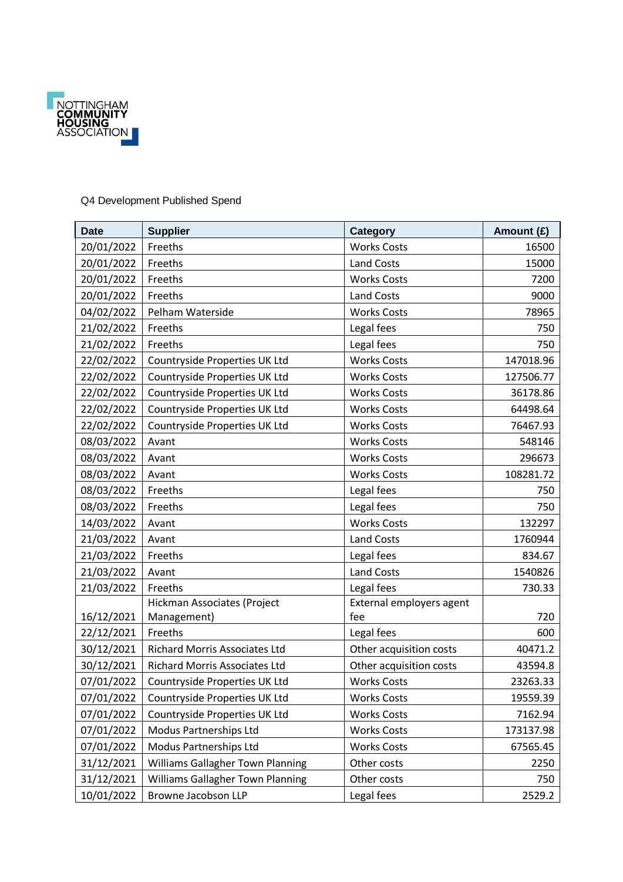NOTTINGHAM COMMUNITY HOUSING ASSOCIATION

Q4 Development Published Spend

| Date | Supplier | Category | Amount (£) |
|---|---|---|---|
| 20/01/2022 | Freeths | Works Costs | 16500 |
| 20/01/2022 | Freeths | Land Costs | 15000 |
| 20/01/2022 | Freeths | Works Costs | 7200 |
| 20/01/2022 | Freeths | Land Costs | 9000 |
| 04/02/2022 | Pelham Waterside | Works Costs | 78965 |
| 21/02/2022 | Freeths | Legal fees | 750 |
| 21/02/2022 | Freeths | Legal fees | 750 |
| 22/02/2022 | Countryside Properties UK Ltd | Works Costs | 147018.96 |
| 22/02/2022 | Countryside Properties UK Ltd | Works Costs | 127506.77 |
| 22/02/2022 | Countryside Properties UK Ltd | Works Costs | 36178.86 |
| 22/02/2022 | Countryside Properties UK Ltd | Works Costs | 64498.64 |
| 22/02/2022 | Countryside Properties UK Ltd | Works Costs | 76467.93 |
| 08/03/2022 | Avant | Works Costs | 548146 |
| 08/03/2022 | Avant | Works Costs | 296673 |
| 08/03/2022 | Avant | Works Costs | 108281.72 |
| 08/03/2022 | Freeths | Legal fees | 750 |
| 08/03/2022 | Freeths | Legal fees | 750 |
| 14/03/2022 | Avant | Works Costs | 132297 |
| 21/03/2022 | Avant | Land Costs | 1760944 |
| 21/03/2022 | Freeths | Legal fees | 834.67 |
| 21/03/2022 | Avant | Land Costs | 1540826 |
| 21/03/2022 | Freeths | Legal fees | 730.33 |
| 16/12/2021 | Hickman Associates (Project Management) | External employers agent fee | 720 |
| 22/12/2021 | Freeths | Legal fees | 600 |
| 30/12/2021 | Richard Morris Associates Ltd | Other acquisition costs | 40471.2 |
| 30/12/2021 | Richard Morris Associates Ltd | Other acquisition costs | 43594.8 |
| 07/01/2022 | Countryside Properties UK Ltd | Works Costs | 23263.33 |
| 07/01/2022 | Countryside Properties UK Ltd | Works Costs | 19559.39 |
| 07/01/2022 | Countryside Properties UK Ltd | Works Costs | 7162.94 |
| 07/01/2022 | Modus Partnerships Ltd | Works Costs | 173137.98 |
| 07/01/2022 | Modus Partnerships Ltd | Works Costs | 67565.45 |
| 31/12/2021 | Williams Gallagher Town Planning | Other costs | 2250 |
| 31/12/2021 | Williams Gallagher Town Planning | Other costs | 750 |
| 10/01/2022 | Browne Jacobson LLP | Legal fees | 2529.2 |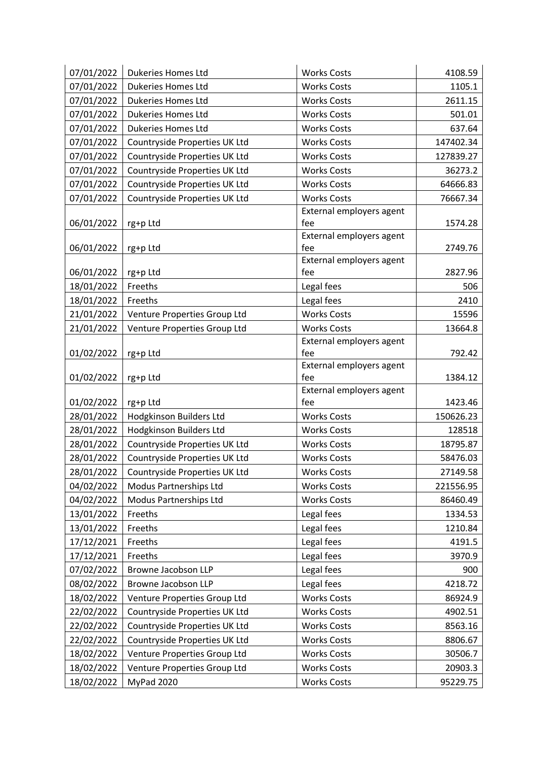| 07/01/2022 | Dukeries Homes Ltd | Works Costs | 4108.59 |
|---|---|---|---|
| 07/01/2022 | Dukeries Homes Ltd | Works Costs | 1105.1 |
| 07/01/2022 | Dukeries Homes Ltd | Works Costs | 2611.15 |
| 07/01/2022 | Dukeries Homes Ltd | Works Costs | 501.01 |
| 07/01/2022 | Dukeries Homes Ltd | Works Costs | 637.64 |
| 07/01/2022 | Countryside Properties UK Ltd | Works Costs | 147402.34 |
| 07/01/2022 | Countryside Properties UK Ltd | Works Costs | 127839.27 |
| 07/01/2022 | Countryside Properties UK Ltd | Works Costs | 36273.2 |
| 07/01/2022 | Countryside Properties UK Ltd | Works Costs | 64666.83 |
| 07/01/2022 | Countryside Properties UK Ltd | Works Costs | 76667.34 |
| 06/01/2022 | rg+p Ltd | External employers agent fee | 1574.28 |
| 06/01/2022 | rg+p Ltd | External employers agent fee | 2749.76 |
| 06/01/2022 | rg+p Ltd | External employers agent fee | 2827.96 |
| 18/01/2022 | Freeths | Legal fees | 506 |
| 18/01/2022 | Freeths | Legal fees | 2410 |
| 21/01/2022 | Venture Properties Group Ltd | Works Costs | 15596 |
| 21/01/2022 | Venture Properties Group Ltd | Works Costs | 13664.8 |
| 01/02/2022 | rg+p Ltd | External employers agent fee | 792.42 |
| 01/02/2022 | rg+p Ltd | External employers agent fee | 1384.12 |
| 01/02/2022 | rg+p Ltd | External employers agent fee | 1423.46 |
| 28/01/2022 | Hodgkinson Builders Ltd | Works Costs | 150626.23 |
| 28/01/2022 | Hodgkinson Builders Ltd | Works Costs | 128518 |
| 28/01/2022 | Countryside Properties UK Ltd | Works Costs | 18795.87 |
| 28/01/2022 | Countryside Properties UK Ltd | Works Costs | 58476.03 |
| 28/01/2022 | Countryside Properties UK Ltd | Works Costs | 27149.58 |
| 04/02/2022 | Modus Partnerships Ltd | Works Costs | 221556.95 |
| 04/02/2022 | Modus Partnerships Ltd | Works Costs | 86460.49 |
| 13/01/2022 | Freeths | Legal fees | 1334.53 |
| 13/01/2022 | Freeths | Legal fees | 1210.84 |
| 17/12/2021 | Freeths | Legal fees | 4191.5 |
| 17/12/2021 | Freeths | Legal fees | 3970.9 |
| 07/02/2022 | Browne Jacobson LLP | Legal fees | 900 |
| 08/02/2022 | Browne Jacobson LLP | Legal fees | 4218.72 |
| 18/02/2022 | Venture Properties Group Ltd | Works Costs | 86924.9 |
| 22/02/2022 | Countryside Properties UK Ltd | Works Costs | 4902.51 |
| 22/02/2022 | Countryside Properties UK Ltd | Works Costs | 8563.16 |
| 22/02/2022 | Countryside Properties UK Ltd | Works Costs | 8806.67 |
| 18/02/2022 | Venture Properties Group Ltd | Works Costs | 30506.7 |
| 18/02/2022 | Venture Properties Group Ltd | Works Costs | 20903.3 |
| 18/02/2022 | MyPad 2020 | Works Costs | 95229.75 |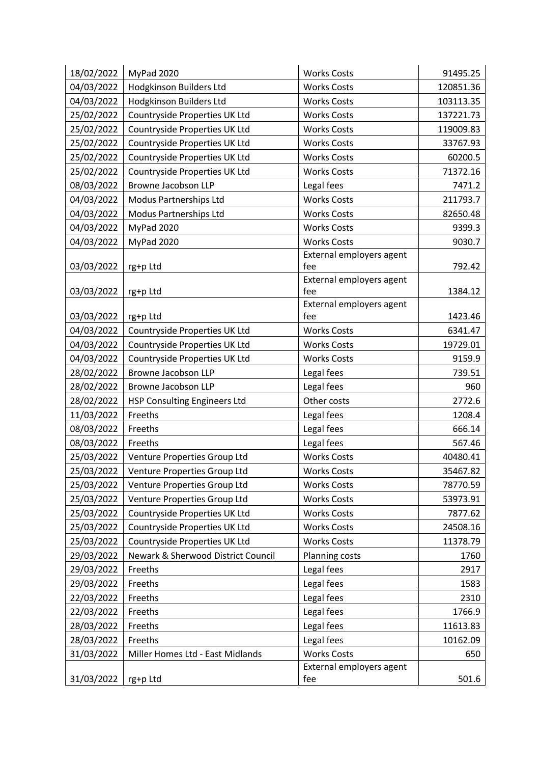| | | | |
|---|---|---|---|
| 18/02/2022 | MyPad 2020 | Works Costs | 91495.25 |
| 04/03/2022 | Hodgkinson Builders Ltd | Works Costs | 120851.36 |
| 04/03/2022 | Hodgkinson Builders Ltd | Works Costs | 103113.35 |
| 25/02/2022 | Countryside Properties UK Ltd | Works Costs | 137221.73 |
| 25/02/2022 | Countryside Properties UK Ltd | Works Costs | 119009.83 |
| 25/02/2022 | Countryside Properties UK Ltd | Works Costs | 33767.93 |
| 25/02/2022 | Countryside Properties UK Ltd | Works Costs | 60200.5 |
| 25/02/2022 | Countryside Properties UK Ltd | Works Costs | 71372.16 |
| 08/03/2022 | Browne Jacobson LLP | Legal fees | 7471.2 |
| 04/03/2022 | Modus Partnerships Ltd | Works Costs | 211793.7 |
| 04/03/2022 | Modus Partnerships Ltd | Works Costs | 82650.48 |
| 04/03/2022 | MyPad 2020 | Works Costs | 9399.3 |
| 04/03/2022 | MyPad 2020 | Works Costs | 9030.7 |
| 03/03/2022 | rg+p Ltd | External employers agent fee | 792.42 |
| 03/03/2022 | rg+p Ltd | External employers agent fee | 1384.12 |
| 03/03/2022 | rg+p Ltd | External employers agent fee | 1423.46 |
| 04/03/2022 | Countryside Properties UK Ltd | Works Costs | 6341.47 |
| 04/03/2022 | Countryside Properties UK Ltd | Works Costs | 19729.01 |
| 04/03/2022 | Countryside Properties UK Ltd | Works Costs | 9159.9 |
| 28/02/2022 | Browne Jacobson LLP | Legal fees | 739.51 |
| 28/02/2022 | Browne Jacobson LLP | Legal fees | 960 |
| 28/02/2022 | HSP Consulting Engineers Ltd | Other costs | 2772.6 |
| 11/03/2022 | Freeths | Legal fees | 1208.4 |
| 08/03/2022 | Freeths | Legal fees | 666.14 |
| 08/03/2022 | Freeths | Legal fees | 567.46 |
| 25/03/2022 | Venture Properties Group Ltd | Works Costs | 40480.41 |
| 25/03/2022 | Venture Properties Group Ltd | Works Costs | 35467.82 |
| 25/03/2022 | Venture Properties Group Ltd | Works Costs | 78770.59 |
| 25/03/2022 | Venture Properties Group Ltd | Works Costs | 53973.91 |
| 25/03/2022 | Countryside Properties UK Ltd | Works Costs | 7877.62 |
| 25/03/2022 | Countryside Properties UK Ltd | Works Costs | 24508.16 |
| 25/03/2022 | Countryside Properties UK Ltd | Works Costs | 11378.79 |
| 29/03/2022 | Newark & Sherwood District Council | Planning costs | 1760 |
| 29/03/2022 | Freeths | Legal fees | 2917 |
| 29/03/2022 | Freeths | Legal fees | 1583 |
| 22/03/2022 | Freeths | Legal fees | 2310 |
| 22/03/2022 | Freeths | Legal fees | 1766.9 |
| 28/03/2022 | Freeths | Legal fees | 11613.83 |
| 28/03/2022 | Freeths | Legal fees | 10162.09 |
| 31/03/2022 | Miller Homes Ltd - East Midlands | Works Costs | 650 |
| 31/03/2022 | rg+p Ltd | External employers agent fee | 501.6 |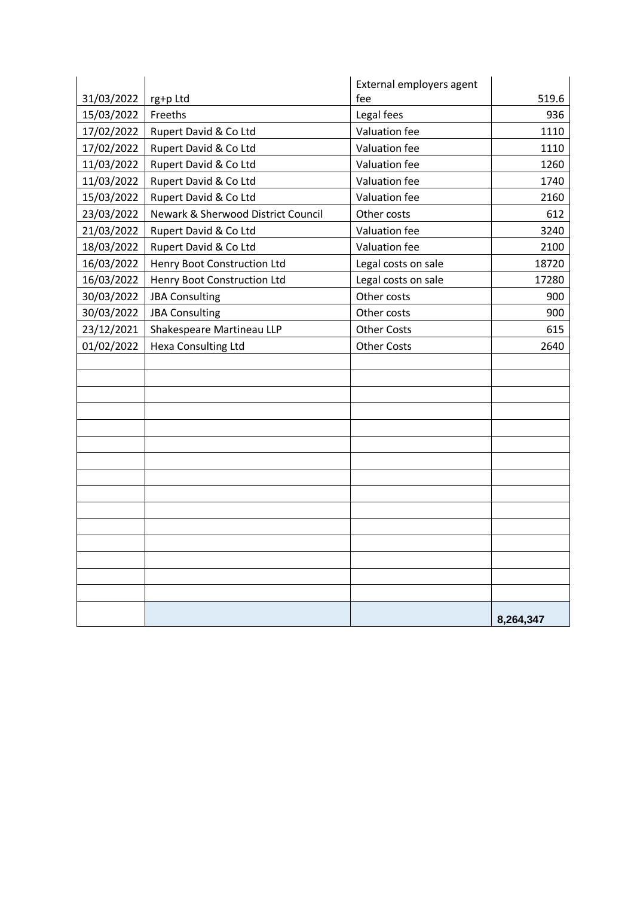| | | | |
|---|---|---|---|
| 31/03/2022 | rg+p Ltd | External employers agent fee | 519.6 |
| 15/03/2022 | Freeths | Legal fees | 936 |
| 17/02/2022 | Rupert David & Co Ltd | Valuation fee | 1110 |
| 17/02/2022 | Rupert David & Co Ltd | Valuation fee | 1110 |
| 11/03/2022 | Rupert David & Co Ltd | Valuation fee | 1260 |
| 11/03/2022 | Rupert David & Co Ltd | Valuation fee | 1740 |
| 15/03/2022 | Rupert David & Co Ltd | Valuation fee | 2160 |
| 23/03/2022 | Newark & Sherwood District Council | Other costs | 612 |
| 21/03/2022 | Rupert David & Co Ltd | Valuation fee | 3240 |
| 18/03/2022 | Rupert David & Co Ltd | Valuation fee | 2100 |
| 16/03/2022 | Henry Boot Construction Ltd | Legal costs on sale | 18720 |
| 16/03/2022 | Henry Boot Construction Ltd | Legal costs on sale | 17280 |
| 30/03/2022 | JBA Consulting | Other costs | 900 |
| 30/03/2022 | JBA Consulting | Other costs | 900 |
| 23/12/2021 | Shakespeare Martineau LLP | Other Costs | 615 |
| 01/02/2022 | Hexa Consulting Ltd | Other Costs | 2640 |
| | | | |
| | | | |
| | | | |
| | | | |
| | | | |
| | | | |
| | | | |
| | | | |
| | | | |
| | | | |
| | | | |
| | | | |
| | | | |
| | | | |
| | | | |
| | | | **8,264,347** |